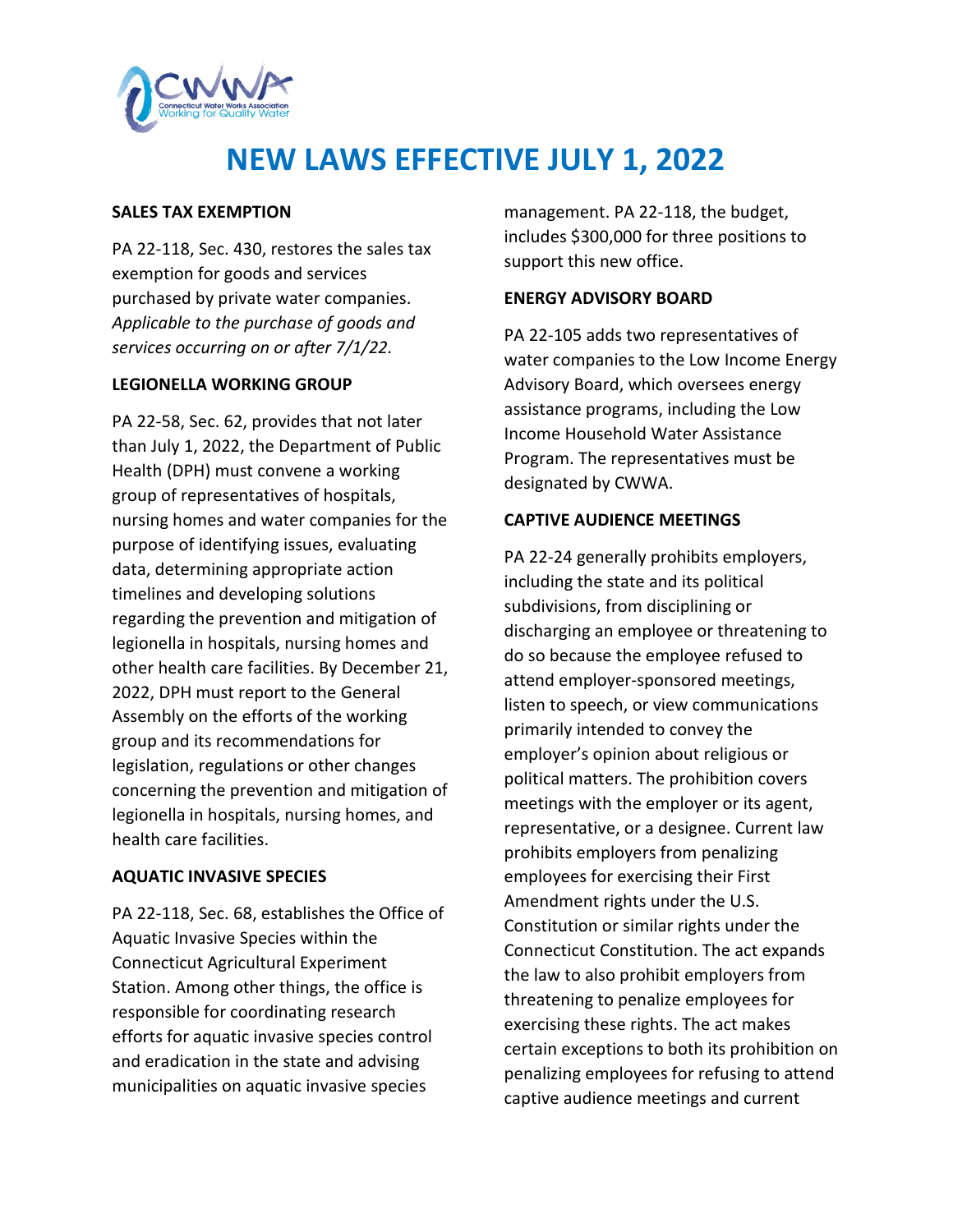# NEW LAWS EFFECTIVE JULY 1, 2022

**SALES TAX EXEMPTION**

PA 22-118, Sec. 430, restores the sales tax exemption for goods and services purchased by private water companies. *Applicable to the purchase of goods and services occurring on or after 7/1/22.*

**LEGIONELLA WORKING GROUP**

PA 22-58, Sec. 62, provides that not later than July 1, 2022, the Department of Public Health (DPH) must convene a working group of representatives of hospitals, nursing homes and water companies for the purpose of identifying issues, evaluating data, determining appropriate action timelines and developing solutions regarding the prevention and mitigation of legionella in hospitals, nursing homes and other health care facilities. By December 21, 2022, DPH must report to the General Assembly on the efforts of the working group and its recommendations for legislation, regulations or other changes concerning the prevention and mitigation of legionella in hospitals, nursing homes, and health care facilities.

**AQUATIC INVASIVE SPECIES**

PA 22-118, Sec. 68, establishes the Office of Aquatic Invasive Species within the Connecticut Agricultural Experiment Station. Among other things, the office is responsible for coordinating research efforts for aquatic invasive species control and eradication in the state and advising municipalities on aquatic invasive species management. PA 22-118, the budget, includes $300,000 for three positions to support this new office.

**ENERGY ADVISORY BOARD**

PA 22-105 adds two representatives of water companies to the Low Income Energy Advisory Board, which oversees energy assistance programs, including the Low Income Household Water Assistance Program. The representatives must be designated by CWWA.

**CAPTIVE AUDIENCE MEETINGS**

PA 22-24 generally prohibits employers, including the state and its political subdivisions, from disciplining or discharging an employee or threatening to do so because the employee refused to attend employer-sponsored meetings, listen to speech, or view communications primarily intended to convey the employer's opinion about religious or political matters. The prohibition covers meetings with the employer or its agent, representative, or a designee. Current law prohibits employers from penalizing employees for exercising their First Amendment rights under the U.S. Constitution or similar rights under the Connecticut Constitution. The act expands the law to also prohibit employers from threatening to penalize employees for exercising these rights. The act makes certain exceptions to both its prohibition on penalizing employees for refusing to attend captive audience meetings and current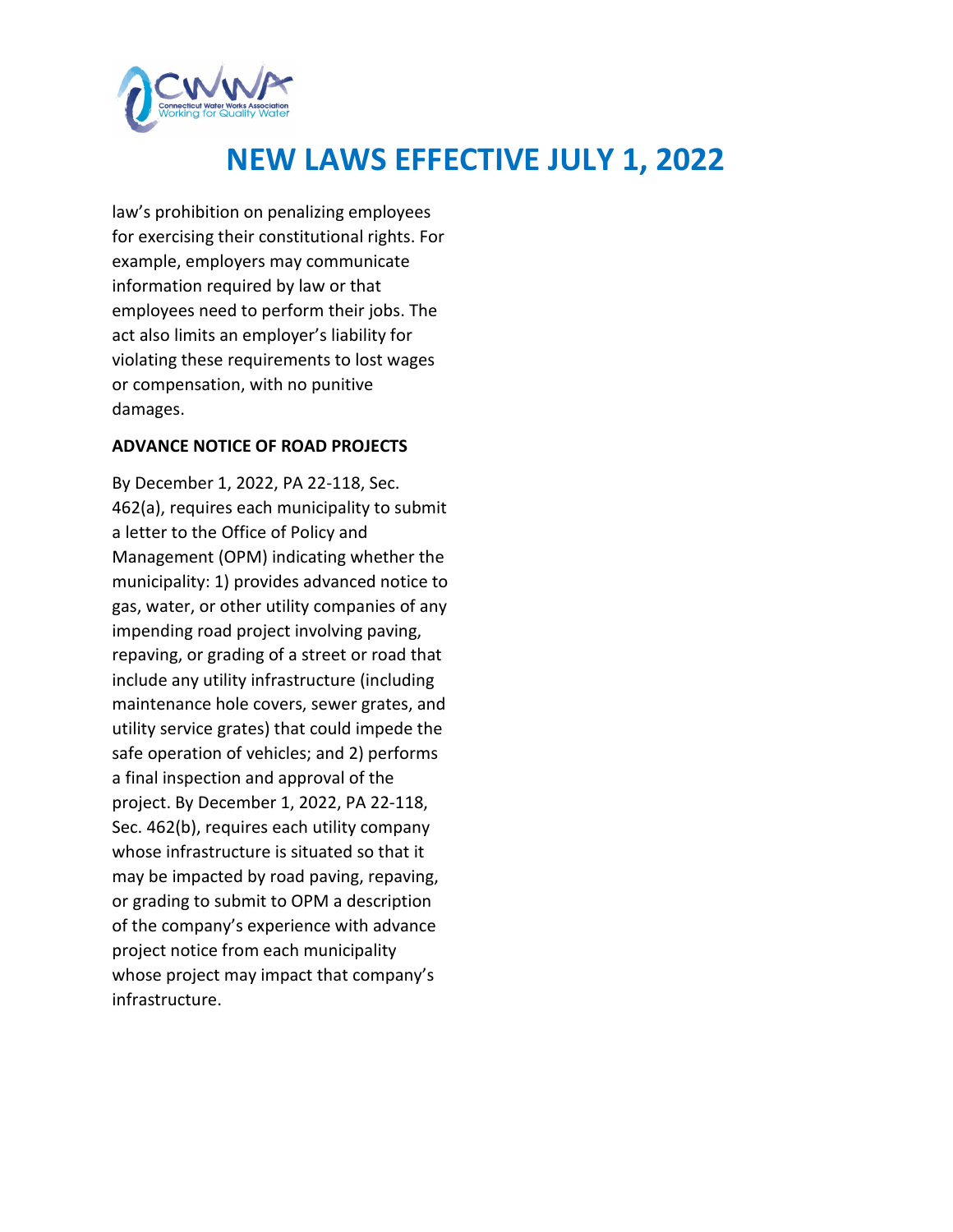# NEW LAWS EFFECTIVE JULY 1, 2022

law's prohibition on penalizing employees for exercising their constitutional rights. For example, employers may communicate information required by law or that employees need to perform their jobs. The act also limits an employer's liability for violating these requirements to lost wages or compensation, with no punitive damages.

**ADVANCE NOTICE OF ROAD PROJECTS**

By December 1, 2022, PA 22-118, Sec. 462(a), requires each municipality to submit a letter to the Office of Policy and Management (OPM) indicating whether the municipality: 1) provides advanced notice to gas, water, or other utility companies of any impending road project involving paving, repaving, or grading of a street or road that include any utility infrastructure (including maintenance hole covers, sewer grates, and utility service grates) that could impede the safe operation of vehicles; and 2) performs a final inspection and approval of the project. By December 1, 2022, PA 22-118, Sec. 462(b), requires each utility company whose infrastructure is situated so that it may be impacted by road paving, repaving, or grading to submit to OPM a description of the company's experience with advance project notice from each municipality whose project may impact that company's infrastructure.